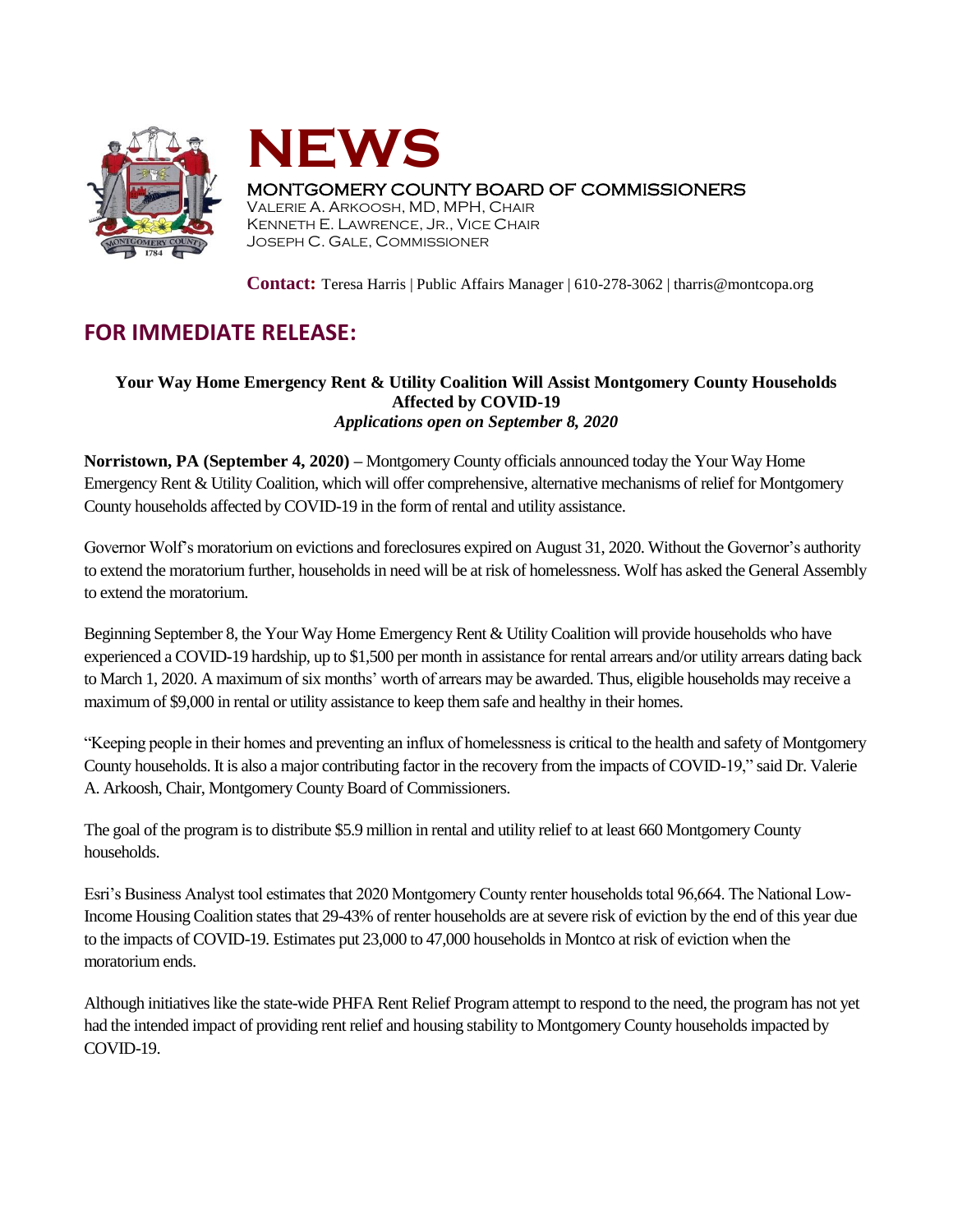# NEWS

MONTGOMERY COUNTY BOARD OF COMMISSIONERS
VALERIE A. ARKOOSH, MD, MPH, CHAIR
KENNETH E. LAWRENCE, JR., VICE CHAIR
JOSEPH C. GALE, COMMISSIONER

**Contact:** Teresa Harris | Public Affairs Manager | 610-278-3062 | tharris@montcopa.org

## FOR IMMEDIATE RELEASE:

**Your Way Home Emergency Rent & Utility Coalition Will Assist Montgomery County Households Affected by COVID-19**
***Applications open on September 8, 2020***

**Norristown, PA (September 4, 2020)** – Montgomery County officials announced today the Your Way Home Emergency Rent & Utility Coalition, which will offer comprehensive, alternative mechanisms of relief for Montgomery County households affected by COVID-19 in the form of rental and utility assistance.

Governor Wolf's moratorium on evictions and foreclosures expired on August 31, 2020. Without the Governor's authority to extend the moratorium further, households in need will be at risk of homelessness. Wolf has asked the General Assembly to extend the moratorium.

Beginning September 8, the Your Way Home Emergency Rent & Utility Coalition will provide households who have experienced a COVID-19 hardship, up to $1,500 per month in assistance for rental arrears and/or utility arrears dating back to March 1, 2020. A maximum of six months' worth of arrears may be awarded. Thus, eligible households may receive a maximum of $9,000 in rental or utility assistance to keep them safe and healthy in their homes.

"Keeping people in their homes and preventing an influx of homelessness is critical to the health and safety of Montgomery County households. It is also a major contributing factor in the recovery from the impacts of COVID-19," said Dr. Valerie A. Arkoosh, Chair, Montgomery County Board of Commissioners.

The goal of the program is to distribute $5.9 million in rental and utility relief to at least 660 Montgomery County households.

Esri's Business Analyst tool estimates that 2020 Montgomery County renter households total 96,664. The National Low-Income Housing Coalition states that 29-43% of renter households are at severe risk of eviction by the end of this year due to the impacts of COVID-19. Estimates put 23,000 to 47,000 households in Montco at risk of eviction when the moratorium ends.

Although initiatives like the state-wide PHFA Rent Relief Program attempt to respond to the need, the program has not yet had the intended impact of providing rent relief and housing stability to Montgomery County households impacted by COVID-19.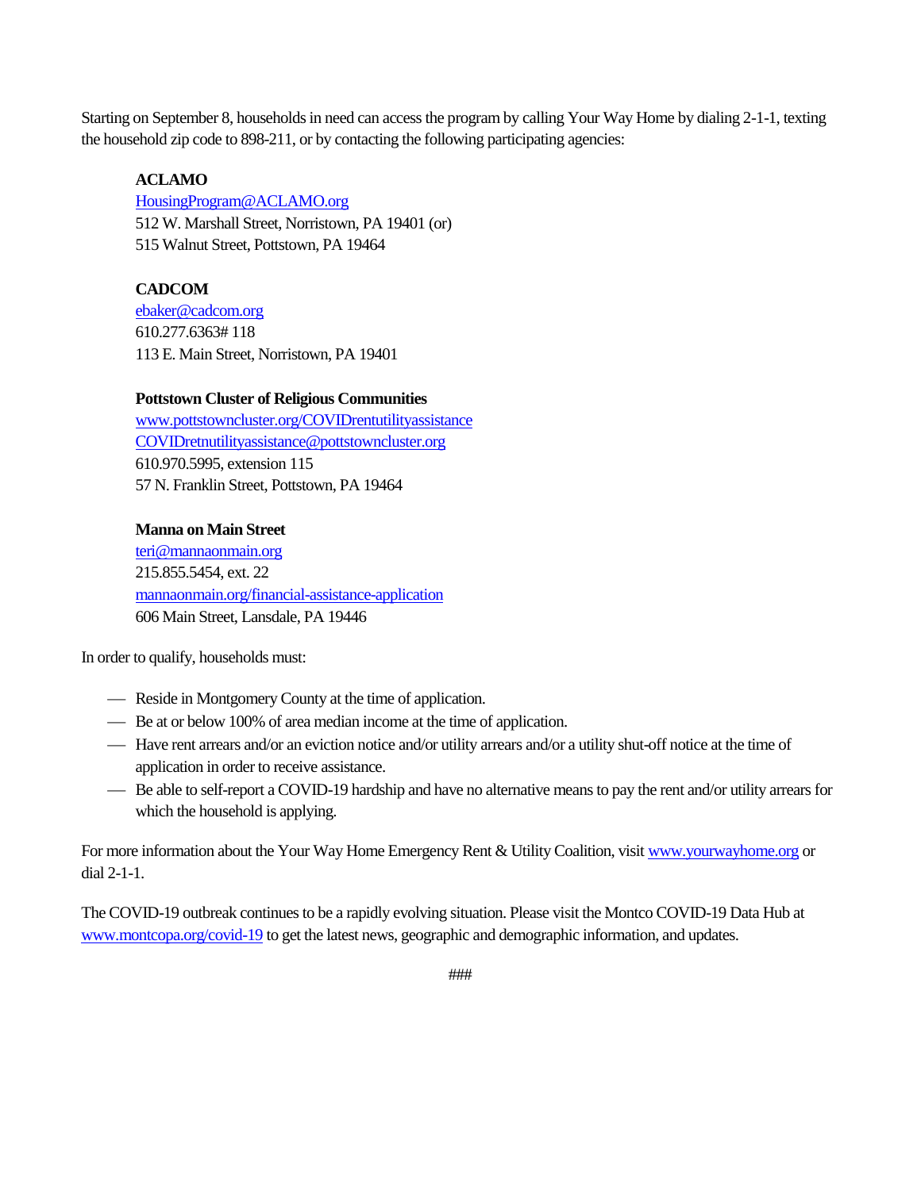Starting on September 8, households in need can access the program by calling Your Way Home by dialing 2-1-1, texting the household zip code to 898-211, or by contacting the following participating agencies:

**ACLAMO**
HousingProgram@ACLAMO.org
512 W. Marshall Street, Norristown, PA 19401 (or)
515 Walnut Street, Pottstown, PA 19464

**CADCOM**
ebaker@cadcom.org
610.277.6363# 118
113 E. Main Street, Norristown, PA 19401

**Pottstown Cluster of Religious Communities**
www.pottstowncluster.org/COVIDrentutilityassistance
COVIDretnutilityassistance@pottstowncluster.org
610.970.5995, extension 115
57 N. Franklin Street, Pottstown, PA 19464

**Manna on Main Street**
teri@mannaonmain.org
215.855.5454, ext. 22
mannaonmain.org/financial-assistance-application
606 Main Street, Lansdale, PA 19446

In order to qualify, households must:

- Reside in Montgomery County at the time of application.
- Be at or below 100% of area median income at the time of application.
- Have rent arrears and/or an eviction notice and/or utility arrears and/or a utility shut-off notice at the time of application in order to receive assistance.
- Be able to self-report a COVID-19 hardship and have no alternative means to pay the rent and/or utility arrears for which the household is applying.

For more information about the Your Way Home Emergency Rent & Utility Coalition, visit www.yourwayhome.org or dial 2-1-1.

The COVID-19 outbreak continues to be a rapidly evolving situation. Please visit the Montco COVID-19 Data Hub at www.montcopa.org/covid-19 to get the latest news, geographic and demographic information, and updates.

###